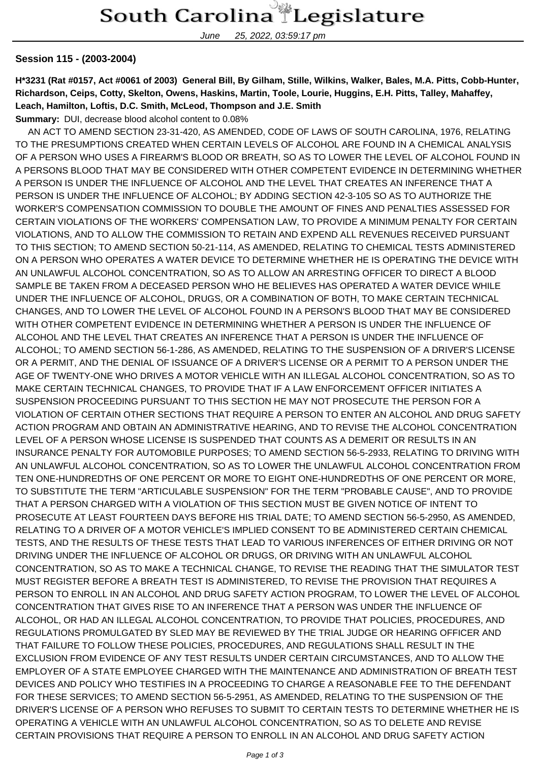**Session 115 - (2003-2004)**

**H*3231 (Rat #0157, Act #0061 of 2003) General Bill, By Gilham, Stille, Wilkins, Walker, Bales, M.A. Pitts, Cobb-Hunter, Richardson, Ceips, Cotty, Skelton, Owens, Haskins, Martin, Toole, Lourie, Huggins, E.H. Pitts, Talley, Mahaffey, Leach, Hamilton, Loftis, D.C. Smith, McLeod, Thompson and J.E. Smith**

**Summary:** DUI, decrease blood alcohol content to 0.08%

AN ACT TO AMEND SECTION 23-31-420, AS AMENDED, CODE OF LAWS OF SOUTH CAROLINA, 1976, RELATING TO THE PRESUMPTIONS CREATED WHEN CERTAIN LEVELS OF ALCOHOL ARE FOUND IN A CHEMICAL ANALYSIS OF A PERSON WHO USES A FIREARM'S BLOOD OR BREATH, SO AS TO LOWER THE LEVEL OF ALCOHOL FOUND IN A PERSONS BLOOD THAT MAY BE CONSIDERED WITH OTHER COMPETENT EVIDENCE IN DETERMINING WHETHER A PERSON IS UNDER THE INFLUENCE OF ALCOHOL AND THE LEVEL THAT CREATES AN INFERENCE THAT A PERSON IS UNDER THE INFLUENCE OF ALCOHOL; BY ADDING SECTION 42-3-105 SO AS TO AUTHORIZE THE WORKER'S COMPENSATION COMMISSION TO DOUBLE THE AMOUNT OF FINES AND PENALTIES ASSESSED FOR CERTAIN VIOLATIONS OF THE WORKERS' COMPENSATION LAW, TO PROVIDE A MINIMUM PENALTY FOR CERTAIN VIOLATIONS, AND TO ALLOW THE COMMISSION TO RETAIN AND EXPEND ALL REVENUES RECEIVED PURSUANT TO THIS SECTION; TO AMEND SECTION 50-21-114, AS AMENDED, RELATING TO CHEMICAL TESTS ADMINISTERED ON A PERSON WHO OPERATES A WATER DEVICE TO DETERMINE WHETHER HE IS OPERATING THE DEVICE WITH AN UNLAWFUL ALCOHOL CONCENTRATION, SO AS TO ALLOW AN ARRESTING OFFICER TO DIRECT A BLOOD SAMPLE BE TAKEN FROM A DECEASED PERSON WHO HE BELIEVES HAS OPERATED A WATER DEVICE WHILE UNDER THE INFLUENCE OF ALCOHOL, DRUGS, OR A COMBINATION OF BOTH, TO MAKE CERTAIN TECHNICAL CHANGES, AND TO LOWER THE LEVEL OF ALCOHOL FOUND IN A PERSON'S BLOOD THAT MAY BE CONSIDERED WITH OTHER COMPETENT EVIDENCE IN DETERMINING WHETHER A PERSON IS UNDER THE INFLUENCE OF ALCOHOL AND THE LEVEL THAT CREATES AN INFERENCE THAT A PERSON IS UNDER THE INFLUENCE OF ALCOHOL; TO AMEND SECTION 56-1-286, AS AMENDED, RELATING TO THE SUSPENSION OF A DRIVER'S LICENSE OR A PERMIT, AND THE DENIAL OF ISSUANCE OF A DRIVER'S LICENSE OR A PERMIT TO A PERSON UNDER THE AGE OF TWENTY-ONE WHO DRIVES A MOTOR VEHICLE WITH AN ILLEGAL ALCOHOL CONCENTRATION, SO AS TO MAKE CERTAIN TECHNICAL CHANGES, TO PROVIDE THAT IF A LAW ENFORCEMENT OFFICER INITIATES A SUSPENSION PROCEEDING PURSUANT TO THIS SECTION HE MAY NOT PROSECUTE THE PERSON FOR A VIOLATION OF CERTAIN OTHER SECTIONS THAT REQUIRE A PERSON TO ENTER AN ALCOHOL AND DRUG SAFETY ACTION PROGRAM AND OBTAIN AN ADMINISTRATIVE HEARING, AND TO REVISE THE ALCOHOL CONCENTRATION LEVEL OF A PERSON WHOSE LICENSE IS SUSPENDED THAT COUNTS AS A DEMERIT OR RESULTS IN AN INSURANCE PENALTY FOR AUTOMOBILE PURPOSES; TO AMEND SECTION 56-5-2933, RELATING TO DRIVING WITH AN UNLAWFUL ALCOHOL CONCENTRATION, SO AS TO LOWER THE UNLAWFUL ALCOHOL CONCENTRATION FROM TEN ONE-HUNDREDTHS OF ONE PERCENT OR MORE TO EIGHT ONE-HUNDREDTHS OF ONE PERCENT OR MORE, TO SUBSTITUTE THE TERM "ARTICULABLE SUSPENSION" FOR THE TERM "PROBABLE CAUSE", AND TO PROVIDE THAT A PERSON CHARGED WITH A VIOLATION OF THIS SECTION MUST BE GIVEN NOTICE OF INTENT TO PROSECUTE AT LEAST FOURTEEN DAYS BEFORE HIS TRIAL DATE; TO AMEND SECTION 56-5-2950, AS AMENDED, RELATING TO A DRIVER OF A MOTOR VEHICLE'S IMPLIED CONSENT TO BE ADMINISTERED CERTAIN CHEMICAL TESTS, AND THE RESULTS OF THESE TESTS THAT LEAD TO VARIOUS INFERENCES OF EITHER DRIVING OR NOT DRIVING UNDER THE INFLUENCE OF ALCOHOL OR DRUGS, OR DRIVING WITH AN UNLAWFUL ALCOHOL CONCENTRATION, SO AS TO MAKE A TECHNICAL CHANGE, TO REVISE THE READING THAT THE SIMULATOR TEST MUST REGISTER BEFORE A BREATH TEST IS ADMINISTERED, TO REVISE THE PROVISION THAT REQUIRES A PERSON TO ENROLL IN AN ALCOHOL AND DRUG SAFETY ACTION PROGRAM, TO LOWER THE LEVEL OF ALCOHOL CONCENTRATION THAT GIVES RISE TO AN INFERENCE THAT A PERSON WAS UNDER THE INFLUENCE OF ALCOHOL, OR HAD AN ILLEGAL ALCOHOL CONCENTRATION, TO PROVIDE THAT POLICIES, PROCEDURES, AND REGULATIONS PROMULGATED BY SLED MAY BE REVIEWED BY THE TRIAL JUDGE OR HEARING OFFICER AND THAT FAILURE TO FOLLOW THESE POLICIES, PROCEDURES, AND REGULATIONS SHALL RESULT IN THE EXCLUSION FROM EVIDENCE OF ANY TEST RESULTS UNDER CERTAIN CIRCUMSTANCES, AND TO ALLOW THE EMPLOYER OF A STATE EMPLOYEE CHARGED WITH THE MAINTENANCE AND ADMINISTRATION OF BREATH TEST DEVICES AND POLICY WHO TESTIFIES IN A PROCEEDING TO CHARGE A REASONABLE FEE TO THE DEFENDANT FOR THESE SERVICES; TO AMEND SECTION 56-5-2951, AS AMENDED, RELATING TO THE SUSPENSION OF THE DRIVER'S LICENSE OF A PERSON WHO REFUSES TO SUBMIT TO CERTAIN TESTS TO DETERMINE WHETHER HE IS OPERATING A VEHICLE WITH AN UNLAWFUL ALCOHOL CONCENTRATION, SO AS TO DELETE AND REVISE CERTAIN PROVISIONS THAT REQUIRE A PERSON TO ENROLL IN AN ALCOHOL AND DRUG SAFETY ACTION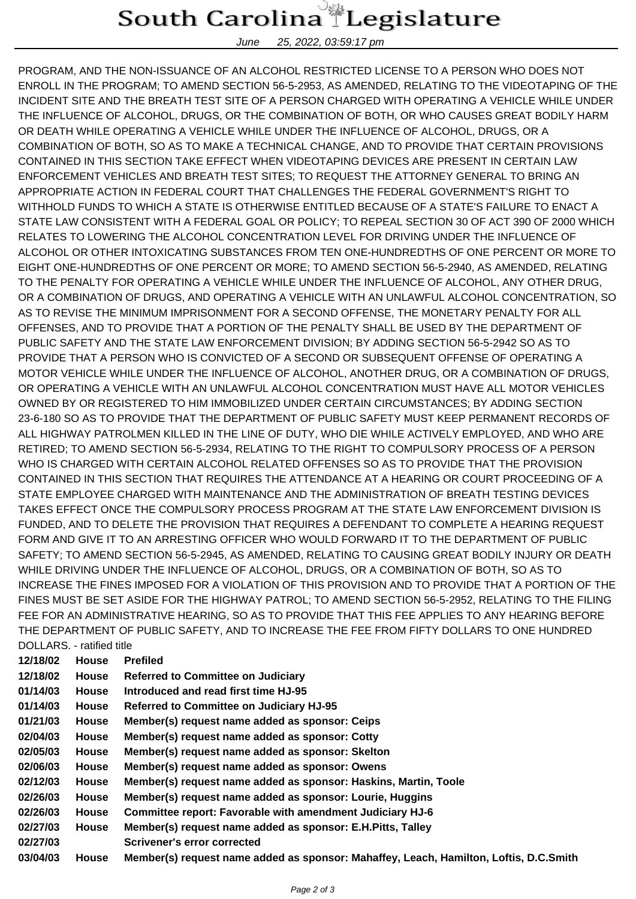PROGRAM, AND THE NON-ISSUANCE OF AN ALCOHOL RESTRICTED LICENSE TO A PERSON WHO DOES NOT ENROLL IN THE PROGRAM; TO AMEND SECTION 56-5-2953, AS AMENDED, RELATING TO THE VIDEOTAPING OF THE INCIDENT SITE AND THE BREATH TEST SITE OF A PERSON CHARGED WITH OPERATING A VEHICLE WHILE UNDER THE INFLUENCE OF ALCOHOL, DRUGS, OR THE COMBINATION OF BOTH, OR WHO CAUSES GREAT BODILY HARM OR DEATH WHILE OPERATING A VEHICLE WHILE UNDER THE INFLUENCE OF ALCOHOL, DRUGS, OR A COMBINATION OF BOTH, SO AS TO MAKE A TECHNICAL CHANGE, AND TO PROVIDE THAT CERTAIN PROVISIONS CONTAINED IN THIS SECTION TAKE EFFECT WHEN VIDEOTAPING DEVICES ARE PRESENT IN CERTAIN LAW ENFORCEMENT VEHICLES AND BREATH TEST SITES; TO REQUEST THE ATTORNEY GENERAL TO BRING AN APPROPRIATE ACTION IN FEDERAL COURT THAT CHALLENGES THE FEDERAL GOVERNMENT'S RIGHT TO WITHHOLD FUNDS TO WHICH A STATE IS OTHERWISE ENTITLED BECAUSE OF A STATE'S FAILURE TO ENACT A STATE LAW CONSISTENT WITH A FEDERAL GOAL OR POLICY; TO REPEAL SECTION 30 OF ACT 390 OF 2000 WHICH RELATES TO LOWERING THE ALCOHOL CONCENTRATION LEVEL FOR DRIVING UNDER THE INFLUENCE OF ALCOHOL OR OTHER INTOXICATING SUBSTANCES FROM TEN ONE-HUNDREDTHS OF ONE PERCENT OR MORE TO EIGHT ONE-HUNDREDTHS OF ONE PERCENT OR MORE; TO AMEND SECTION 56-5-2940, AS AMENDED, RELATING TO THE PENALTY FOR OPERATING A VEHICLE WHILE UNDER THE INFLUENCE OF ALCOHOL, ANY OTHER DRUG, OR A COMBINATION OF DRUGS, AND OPERATING A VEHICLE WITH AN UNLAWFUL ALCOHOL CONCENTRATION, SO AS TO REVISE THE MINIMUM IMPRISONMENT FOR A SECOND OFFENSE, THE MONETARY PENALTY FOR ALL OFFENSES, AND TO PROVIDE THAT A PORTION OF THE PENALTY SHALL BE USED BY THE DEPARTMENT OF PUBLIC SAFETY AND THE STATE LAW ENFORCEMENT DIVISION; BY ADDING SECTION 56-5-2942 SO AS TO PROVIDE THAT A PERSON WHO IS CONVICTED OF A SECOND OR SUBSEQUENT OFFENSE OF OPERATING A MOTOR VEHICLE WHILE UNDER THE INFLUENCE OF ALCOHOL, ANOTHER DRUG, OR A COMBINATION OF DRUGS, OR OPERATING A VEHICLE WITH AN UNLAWFUL ALCOHOL CONCENTRATION MUST HAVE ALL MOTOR VEHICLES OWNED BY OR REGISTERED TO HIM IMMOBILIZED UNDER CERTAIN CIRCUMSTANCES; BY ADDING SECTION 23-6-180 SO AS TO PROVIDE THAT THE DEPARTMENT OF PUBLIC SAFETY MUST KEEP PERMANENT RECORDS OF ALL HIGHWAY PATROLMEN KILLED IN THE LINE OF DUTY, WHO DIE WHILE ACTIVELY EMPLOYED, AND WHO ARE RETIRED; TO AMEND SECTION 56-5-2934, RELATING TO THE RIGHT TO COMPULSORY PROCESS OF A PERSON WHO IS CHARGED WITH CERTAIN ALCOHOL RELATED OFFENSES SO AS TO PROVIDE THAT THE PROVISION CONTAINED IN THIS SECTION THAT REQUIRES THE ATTENDANCE AT A HEARING OR COURT PROCEEDING OF A STATE EMPLOYEE CHARGED WITH MAINTENANCE AND THE ADMINISTRATION OF BREATH TESTING DEVICES TAKES EFFECT ONCE THE COMPULSORY PROCESS PROGRAM AT THE STATE LAW ENFORCEMENT DIVISION IS FUNDED, AND TO DELETE THE PROVISION THAT REQUIRES A DEFENDANT TO COMPLETE A HEARING REQUEST FORM AND GIVE IT TO AN ARRESTING OFFICER WHO WOULD FORWARD IT TO THE DEPARTMENT OF PUBLIC SAFETY; TO AMEND SECTION 56-5-2945, AS AMENDED, RELATING TO CAUSING GREAT BODILY INJURY OR DEATH WHILE DRIVING UNDER THE INFLUENCE OF ALCOHOL, DRUGS, OR A COMBINATION OF BOTH, SO AS TO INCREASE THE FINES IMPOSED FOR A VIOLATION OF THIS PROVISION AND TO PROVIDE THAT A PORTION OF THE FINES MUST BE SET ASIDE FOR THE HIGHWAY PATROL; TO AMEND SECTION 56-5-2952, RELATING TO THE FILING FEE FOR AN ADMINISTRATIVE HEARING, SO AS TO PROVIDE THAT THIS FEE APPLIES TO ANY HEARING BEFORE THE DEPARTMENT OF PUBLIC SAFETY, AND TO INCREASE THE FEE FROM FIFTY DOLLARS TO ONE HUNDRED DOLLARS. - ratified title

| | | |
|---|---|---|
| **12/18/02** | **House** | **Prefiled** |
| **12/18/02** | **House** | **Referred to Committee on Judiciary** |
| **01/14/03** | **House** | **Introduced and read first time HJ-95** |
| **01/14/03** | **House** | **Referred to Committee on Judiciary HJ-95** |
| **01/21/03** | **House** | **Member(s) request name added as sponsor: Ceips** |
| **02/04/03** | **House** | **Member(s) request name added as sponsor: Cotty** |
| **02/05/03** | **House** | **Member(s) request name added as sponsor: Skelton** |
| **02/06/03** | **House** | **Member(s) request name added as sponsor: Owens** |
| **02/12/03** | **House** | **Member(s) request name added as sponsor: Haskins, Martin, Toole** |
| **02/26/03** | **House** | **Member(s) request name added as sponsor: Lourie, Huggins** |
| **02/26/03** | **House** | **Committee report: Favorable with amendment Judiciary HJ-6** |
| **02/27/03** | **House** | **Member(s) request name added as sponsor: E.H.Pitts, Talley** |
| **02/27/03** | | **Scrivener's error corrected** |
| **03/04/03** | **House** | **Member(s) request name added as sponsor: Mahaffey, Leach, Hamilton, Loftis, D.C.Smith** |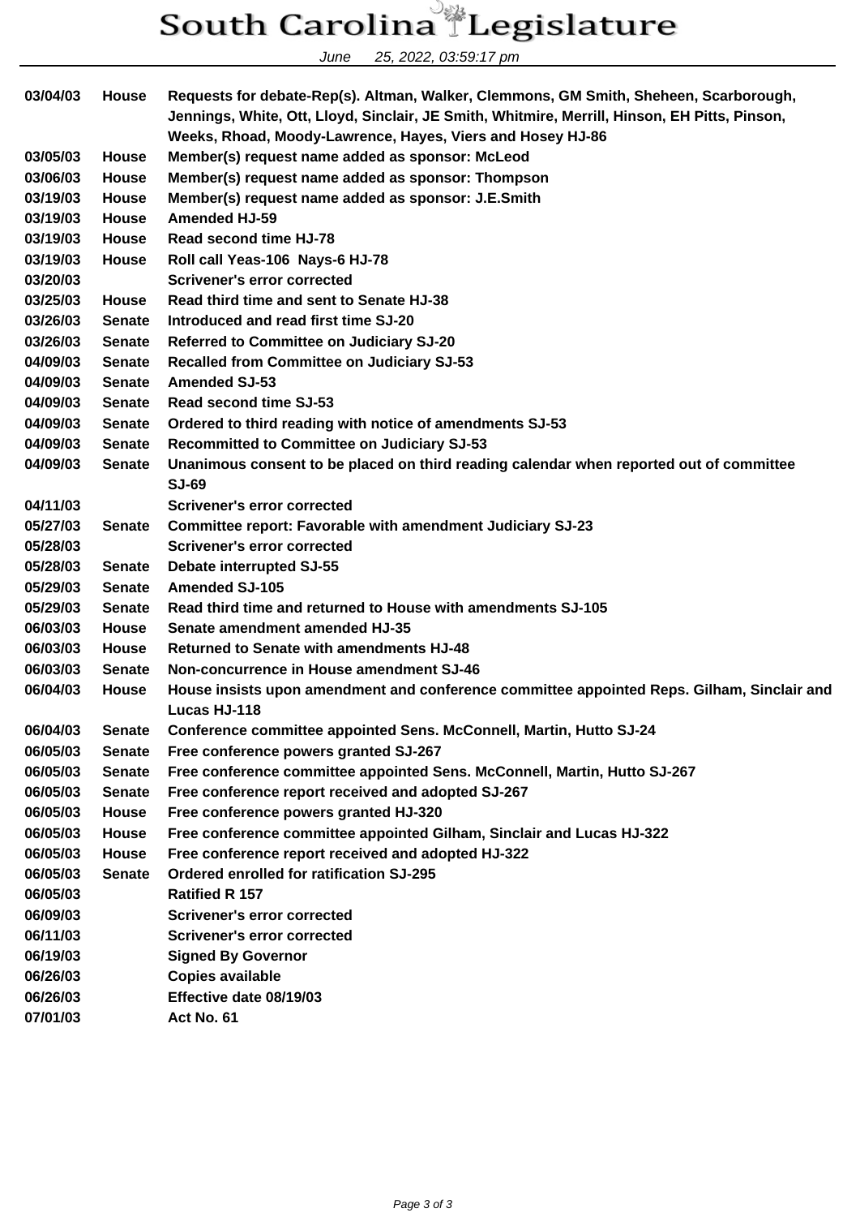| | | |
|---|---|---|
| 03/04/03 | House | Requests for debate-Rep(s). Altman, Walker, Clemmons, GM Smith, Sheheen, Scarborough, Jennings, White, Ott, Lloyd, Sinclair, JE Smith, Whitmire, Merrill, Hinson, EH Pitts, Pinson, Weeks, Rhoad, Moody-Lawrence, Hayes, Viers and Hosey HJ-86 |
| 03/05/03 | House | Member(s) request name added as sponsor: McLeod |
| 03/06/03 | House | Member(s) request name added as sponsor: Thompson |
| 03/19/03 | House | Member(s) request name added as sponsor: J.E.Smith |
| 03/19/03 | House | Amended HJ-59 |
| 03/19/03 | House | Read second time HJ-78 |
| 03/19/03 | House | Roll call Yeas-106 Nays-6 HJ-78 |
| 03/20/03 | | Scrivener's error corrected |
| 03/25/03 | House | Read third time and sent to Senate HJ-38 |
| 03/26/03 | Senate | Introduced and read first time SJ-20 |
| 03/26/03 | Senate | Referred to Committee on Judiciary SJ-20 |
| 04/09/03 | Senate | Recalled from Committee on Judiciary SJ-53 |
| 04/09/03 | Senate | Amended SJ-53 |
| 04/09/03 | Senate | Read second time SJ-53 |
| 04/09/03 | Senate | Ordered to third reading with notice of amendments SJ-53 |
| 04/09/03 | Senate | Recommitted to Committee on Judiciary SJ-53 |
| 04/09/03 | Senate | Unanimous consent to be placed on third reading calendar when reported out of committee SJ-69 |
| 04/11/03 | | Scrivener's error corrected |
| 05/27/03 | Senate | Committee report: Favorable with amendment Judiciary SJ-23 |
| 05/28/03 | | Scrivener's error corrected |
| 05/28/03 | Senate | Debate interrupted SJ-55 |
| 05/29/03 | Senate | Amended SJ-105 |
| 05/29/03 | Senate | Read third time and returned to House with amendments SJ-105 |
| 06/03/03 | House | Senate amendment amended HJ-35 |
| 06/03/03 | House | Returned to Senate with amendments HJ-48 |
| 06/03/03 | Senate | Non-concurrence in House amendment SJ-46 |
| 06/04/03 | House | House insists upon amendment and conference committee appointed Reps. Gilham, Sinclair and Lucas HJ-118 |
| 06/04/03 | Senate | Conference committee appointed Sens. McConnell, Martin, Hutto SJ-24 |
| 06/05/03 | Senate | Free conference powers granted SJ-267 |
| 06/05/03 | Senate | Free conference committee appointed Sens. McConnell, Martin, Hutto SJ-267 |
| 06/05/03 | Senate | Free conference report received and adopted SJ-267 |
| 06/05/03 | House | Free conference powers granted HJ-320 |
| 06/05/03 | House | Free conference committee appointed Gilham, Sinclair and Lucas HJ-322 |
| 06/05/03 | House | Free conference report received and adopted HJ-322 |
| 06/05/03 | Senate | Ordered enrolled for ratification SJ-295 |
| 06/05/03 | | Ratified R 157 |
| 06/09/03 | | Scrivener's error corrected |
| 06/11/03 | | Scrivener's error corrected |
| 06/19/03 | | Signed By Governor |
| 06/26/03 | | Copies available |
| 06/26/03 | | Effective date 08/19/03 |
| 07/01/03 | | Act No. 61 |